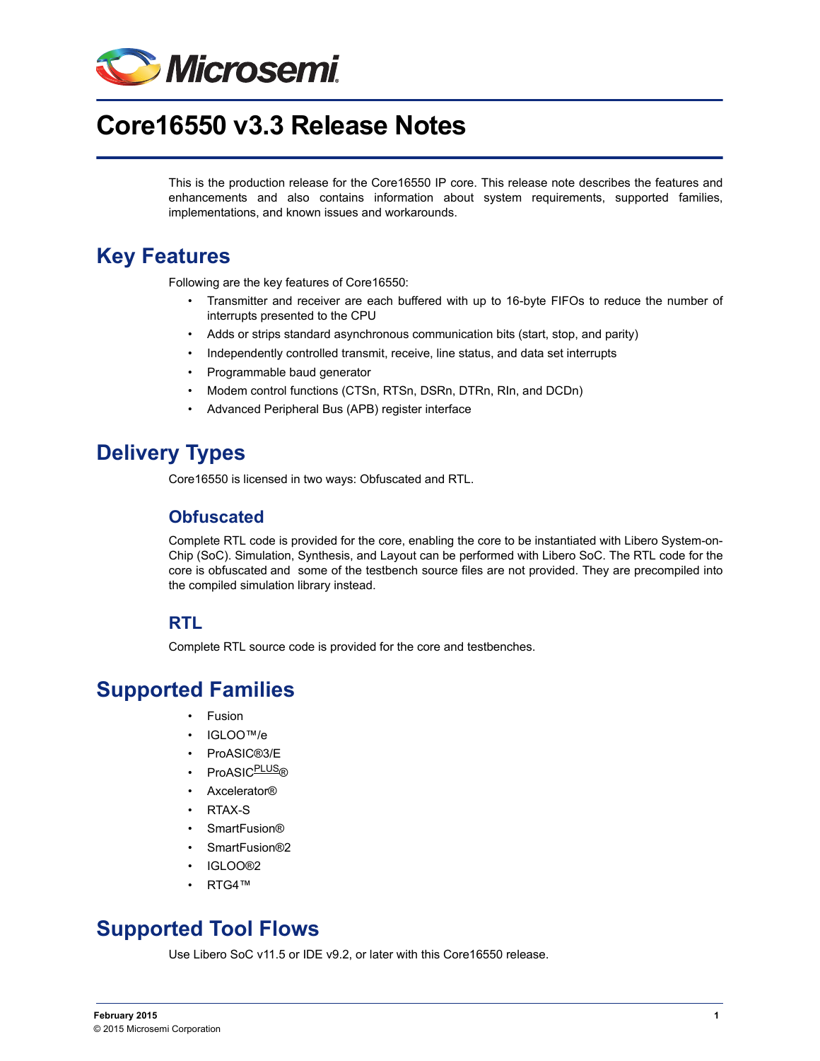# Core16550 v3.3 Release Notes

This is the production release for the Core16550 IP core. This release note describes the features and enhancements and also contains information about system requirements, supported families, implementations, and known issues and workarounds.

## Key Features

Following are the key features of Core16550:

- Transmitter and receiver are each buffered with up to 16-byte FIFOs to reduce the number of interrupts presented to the CPU
- Adds or strips standard asynchronous communication bits (start, stop, and parity)
- Independently controlled transmit, receive, line status, and data set interrupts
- Programmable baud generator
- Modem control functions (CTSn, RTSn, DSRn, DTRn, RIn, and DCDn)
- Advanced Peripheral Bus (APB) register interface

## Delivery Types

Core16550 is licensed in two ways: Obfuscated and RTL.

### Obfuscated

Complete RTL code is provided for the core, enabling the core to be instantiated with Libero System-on-Chip (SoC). Simulation, Synthesis, and Layout can be performed with Libero SoC. The RTL code for the core is obfuscated and some of the testbench source files are not provided. They are precompiled into the compiled simulation library instead.

### RTL

Complete RTL source code is provided for the core and testbenches.

## Supported Families

- Fusion
- IGLOO™/e
- ProASIC®3/E
- ProASIC^PLUS®
- Axcelerator®
- RTAX-S
- SmartFusion®
- SmartFusion®2
- IGLOO®2
- RTG4™

## Supported Tool Flows

Use Libero SoC v11.5 or IDE v9.2, or later with this Core16550 release.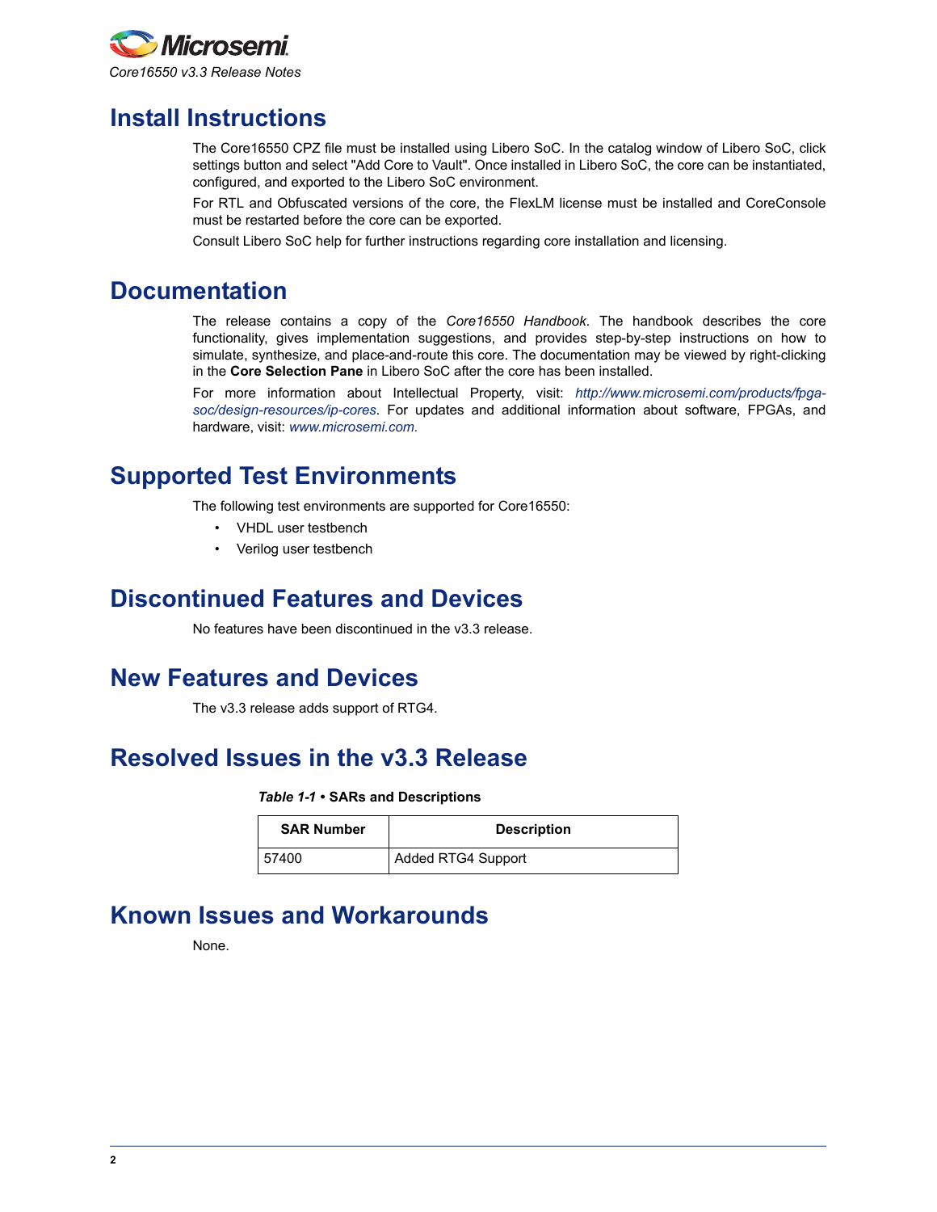## Install Instructions

The Core16550 CPZ file must be installed using Libero SoC. In the catalog window of Libero SoC, click settings button and select "Add Core to Vault". Once installed in Libero SoC, the core can be instantiated, configured, and exported to the Libero SoC environment.

For RTL and Obfuscated versions of the core, the FlexLM license must be installed and CoreConsole must be restarted before the core can be exported.

Consult Libero SoC help for further instructions regarding core installation and licensing.

## Documentation

The release contains a copy of the *Core16550 Handbook*. The handbook describes the core functionality, gives implementation suggestions, and provides step-by-step instructions on how to simulate, synthesize, and place-and-route this core. The documentation may be viewed by right-clicking in the **Core Selection Pane** in Libero SoC after the core has been installed.

For more information about Intellectual Property, visit: *http://www.microsemi.com/products/fpga-soc/design-resources/ip-cores*. For updates and additional information about software, FPGAs, and hardware, visit: *www.microsemi.com.*

## Supported Test Environments

The following test environments are supported for Core16550:

- VHDL user testbench
- Verilog user testbench

## Discontinued Features and Devices

No features have been discontinued in the v3.3 release.

## New Features and Devices

The v3.3 release adds support of RTG4.

## Resolved Issues in the v3.3 Release

***Table 1-1* • SARs and Descriptions**

| SAR Number | Description |
|---|---|
| 57400 | Added RTG4 Support |

## Known Issues and Workarounds

None.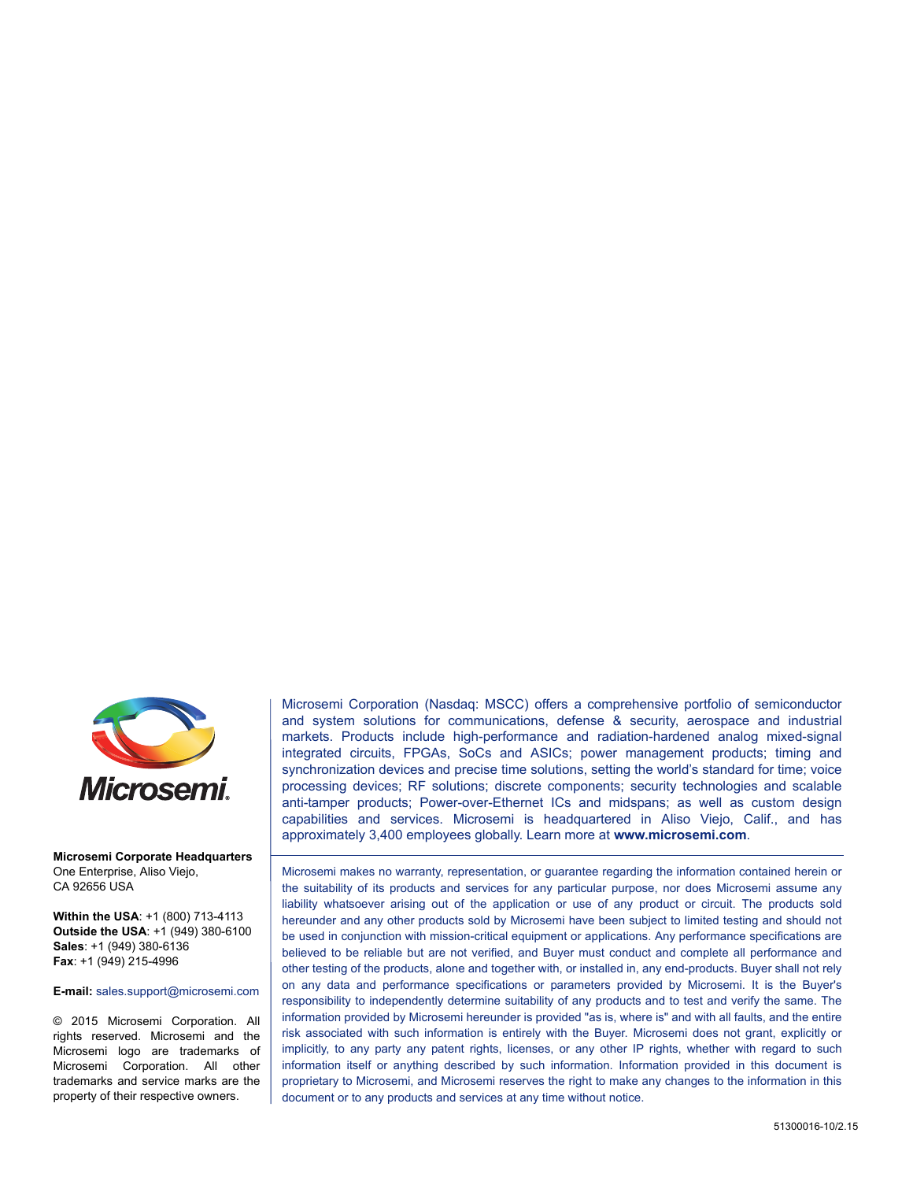**Microsemi Corporate Headquarters**
One Enterprise, Aliso Viejo,
CA 92656 USA

**Within the USA**: +1 (800) 713-4113
**Outside the USA**: +1 (949) 380-6100
**Sales**: +1 (949) 380-6136
**Fax**: +1 (949) 215-4996

**E-mail:** sales.support@microsemi.com

© 2015 Microsemi Corporation. All rights reserved. Microsemi and the Microsemi logo are trademarks of Microsemi Corporation. All other trademarks and service marks are the property of their respective owners.

Microsemi Corporation (Nasdaq: MSCC) offers a comprehensive portfolio of semiconductor and system solutions for communications, defense & security, aerospace and industrial markets. Products include high-performance and radiation-hardened analog mixed-signal integrated circuits, FPGAs, SoCs and ASICs; power management products; timing and synchronization devices and precise time solutions, setting the world's standard for time; voice processing devices; RF solutions; discrete components; security technologies and scalable anti-tamper products; Power-over-Ethernet ICs and midspans; as well as custom design capabilities and services. Microsemi is headquartered in Aliso Viejo, Calif., and has approximately 3,400 employees globally. Learn more at **www.microsemi.com**.

Microsemi makes no warranty, representation, or guarantee regarding the information contained herein or the suitability of its products and services for any particular purpose, nor does Microsemi assume any liability whatsoever arising out of the application or use of any product or circuit. The products sold hereunder and any other products sold by Microsemi have been subject to limited testing and should not be used in conjunction with mission-critical equipment or applications. Any performance specifications are believed to be reliable but are not verified, and Buyer must conduct and complete all performance and other testing of the products, alone and together with, or installed in, any end-products. Buyer shall not rely on any data and performance specifications or parameters provided by Microsemi. It is the Buyer's responsibility to independently determine suitability of any products and to test and verify the same. The information provided by Microsemi hereunder is provided "as is, where is" and with all faults, and the entire risk associated with such information is entirely with the Buyer. Microsemi does not grant, explicitly or implicitly, to any party any patent rights, licenses, or any other IP rights, whether with regard to such information itself or anything described by such information. Information provided in this document is proprietary to Microsemi, and Microsemi reserves the right to make any changes to the information in this document or to any products and services at any time without notice.

51300016-10/2.15